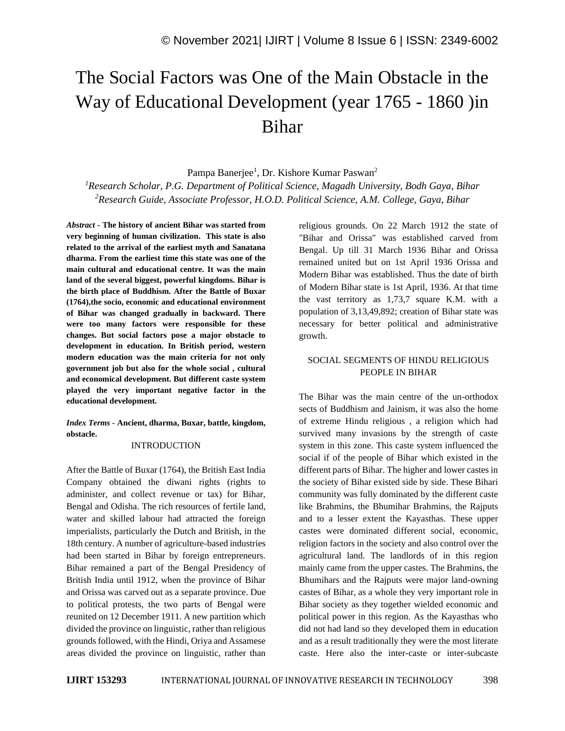# The Social Factors was One of the Main Obstacle in the Way of Educational Development (year 1765 - 1860 )in Bihar

Pampa Banerjee[1], Dr. Kishore Kumar Paswan[2]

[1]*Research Scholar, P.G. Department of Political Science, Magadh University, Bodh Gaya, Bihar*
[2]*Research Guide, Associate Professor, H.O.D. Political Science, A.M. College, Gaya, Bihar*

***Abstract* - The history of ancient Bihar was started from very beginning of human civilization. This state is also related to the arrival of the earliest myth and Sanatana dharma. From the earliest time this state was one of the main cultural and educational centre. It was the main land of the several biggest, powerful kingdoms. Bihar is the birth place of Buddhism. After the Battle of Buxar (1764),the socio, economic and educational environment of Bihar was changed gradually in backward. There were too many factors were responsible for these changes. But social factors pose a major obstacle to development in education. In British period, western modern education was the main criteria for not only government job but also for the whole social , cultural and economical development. But different caste system played the very important negative factor in the educational development.**

***Index Terms* - Ancient, dharma, Buxar, battle, kingdom, obstacle.**

## INTRODUCTION

After the Battle of Buxar (1764), the British East India Company obtained the diwani rights (rights to administer, and collect revenue or tax) for Bihar, Bengal and Odisha. The rich resources of fertile land, water and skilled labour had attracted the foreign imperialists, particularly the Dutch and British, in the 18th century. A number of agriculture-based industries had been started in Bihar by foreign entrepreneurs. Bihar remained a part of the Bengal Presidency of British India until 1912, when the province of Bihar and Orissa was carved out as a separate province. Due to political protests, the two parts of Bengal were reunited on 12 December 1911. A new partition which divided the province on linguistic, rather than religious grounds followed, with the Hindi, Oriya and Assamese areas divided the province on linguistic, rather than religious grounds. On 22 March 1912 the state of "Bihar and Orissa" was established carved from Bengal. Up till 31 March 1936 Bihar and Orissa remained united but on 1st April 1936 Orissa and Modern Bihar was established. Thus the date of birth of Modern Bihar state is 1st April, 1936. At that time the vast territory as 1,73,7 square K.M. with a population of 3,13,49,892; creation of Bihar state was necessary for better political and administrative growth.

## SOCIAL SEGMENTS OF HINDU RELIGIOUS PEOPLE IN BIHAR

The Bihar was the main centre of the un-orthodox sects of Buddhism and Jainism, it was also the home of extreme Hindu religious , a religion which had survived many invasions by the strength of caste system in this zone. This caste system influenced the social if of the people of Bihar which existed in the different parts of Bihar. The higher and lower castes in the society of Bihar existed side by side. These Bihari community was fully dominated by the different caste like Brahmins, the Bhumihar Brahmins, the Rajputs and to a lesser extent the Kayasthas. These upper castes were dominated different social, economic, religion factors in the society and also control over the agricultural land. The landlords of in this region mainly came from the upper castes. The Brahmins, the Bhumihars and the Rajputs were major land-owning castes of Bihar, as a whole they very important role in Bihar society as they together wielded economic and political power in this region. As the Kayasthas who did not had land so they developed them in education and as a result traditionally they were the most literate caste. Here also the inter-caste or inter-subcaste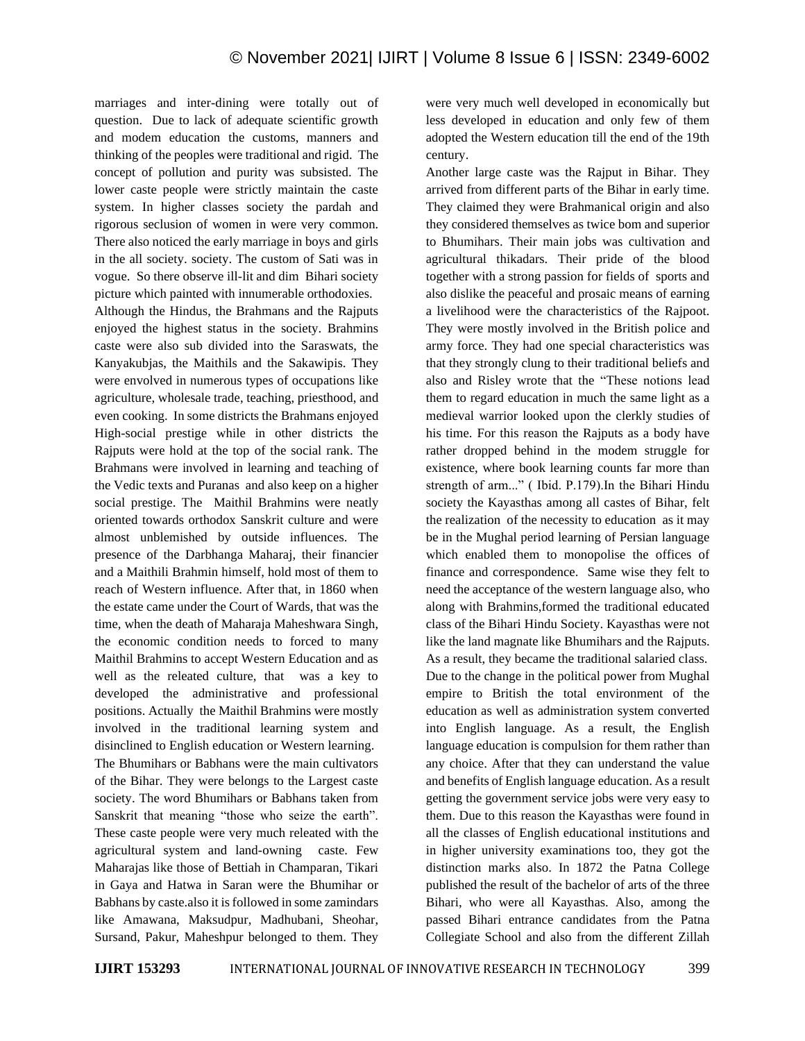marriages and inter-dining were totally out of question. Due to lack of adequate scientific growth and modem education the customs, manners and thinking of the peoples were traditional and rigid. The concept of pollution and purity was subsisted. The lower caste people were strictly maintain the caste system. In higher classes society the pardah and rigorous seclusion of women in were very common. There also noticed the early marriage in boys and girls in the all society. society. The custom of Sati was in vogue. So there observe ill-lit and dim Bihari society picture which painted with innumerable orthodoxies.

Although the Hindus, the Brahmans and the Rajputs enjoyed the highest status in the society. Brahmins caste were also sub divided into the Saraswats, the Kanyakubjas, the Maithils and the Sakawipis. They were envolved in numerous types of occupations like agriculture, wholesale trade, teaching, priesthood, and even cooking. In some districts the Brahmans enjoyed High-social prestige while in other districts the Rajputs were hold at the top of the social rank. The Brahmans were involved in learning and teaching of the Vedic texts and Puranas and also keep on a higher social prestige. The Maithil Brahmins were neatly oriented towards orthodox Sanskrit culture and were almost unblemished by outside influences. The presence of the Darbhanga Maharaj, their financier and a Maithili Brahmin himself, hold most of them to reach of Western influence. After that, in 1860 when the estate came under the Court of Wards, that was the time, when the death of Maharaja Maheshwara Singh, the economic condition needs to forced to many Maithil Brahmins to accept Western Education and as well as the releated culture, that was a key to developed the administrative and professional positions. Actually the Maithil Brahmins were mostly involved in the traditional learning system and disinclined to English education or Western learning.

The Bhumihars or Babhans were the main cultivators of the Bihar. They were belongs to the Largest caste society. The word Bhumihars or Babhans taken from Sanskrit that meaning "those who seize the earth". These caste people were very much releated with the agricultural system and land-owning caste. Few Maharajas like those of Bettiah in Champaran, Tikari in Gaya and Hatwa in Saran were the Bhumihar or Babhans by caste.also it is followed in some zamindars like Amawana, Maksudpur, Madhubani, Sheohar, Sursand, Pakur, Maheshpur belonged to them. They were very much well developed in economically but less developed in education and only few of them adopted the Western education till the end of the 19th century.

Another large caste was the Rajput in Bihar. They arrived from different parts of the Bihar in early time. They claimed they were Brahmanical origin and also they considered themselves as twice bom and superior to Bhumihars. Their main jobs was cultivation and agricultural thikadars. Their pride of the blood together with a strong passion for fields of sports and also dislike the peaceful and prosaic means of earning a livelihood were the characteristics of the Rajpoot. They were mostly involved in the British police and army force. They had one special characteristics was that they strongly clung to their traditional beliefs and also and Risley wrote that the "These notions lead them to regard education in much the same light as a medieval warrior looked upon the clerkly studies of his time. For this reason the Rajputs as a body have rather dropped behind in the modem struggle for existence, where book learning counts far more than strength of arm..." ( Ibid. P.179).In the Bihari Hindu society the Kayasthas among all castes of Bihar, felt the realization of the necessity to education as it may be in the Mughal period learning of Persian language which enabled them to monopolise the offices of finance and correspondence. Same wise they felt to need the acceptance of the western language also, who along with Brahmins,formed the traditional educated class of the Bihari Hindu Society. Kayasthas were not like the land magnate like Bhumihars and the Rajputs. As a result, they became the traditional salaried class. Due to the change in the political power from Mughal empire to British the total environment of the education as well as administration system converted into English language. As a result, the English language education is compulsion for them rather than any choice. After that they can understand the value and benefits of English language education. As a result getting the government service jobs were very easy to them. Due to this reason the Kayasthas were found in all the classes of English educational institutions and in higher university examinations too, they got the distinction marks also. In 1872 the Patna College published the result of the bachelor of arts of the three Bihari, who were all Kayasthas. Also, among the passed Bihari entrance candidates from the Patna Collegiate School and also from the different Zillah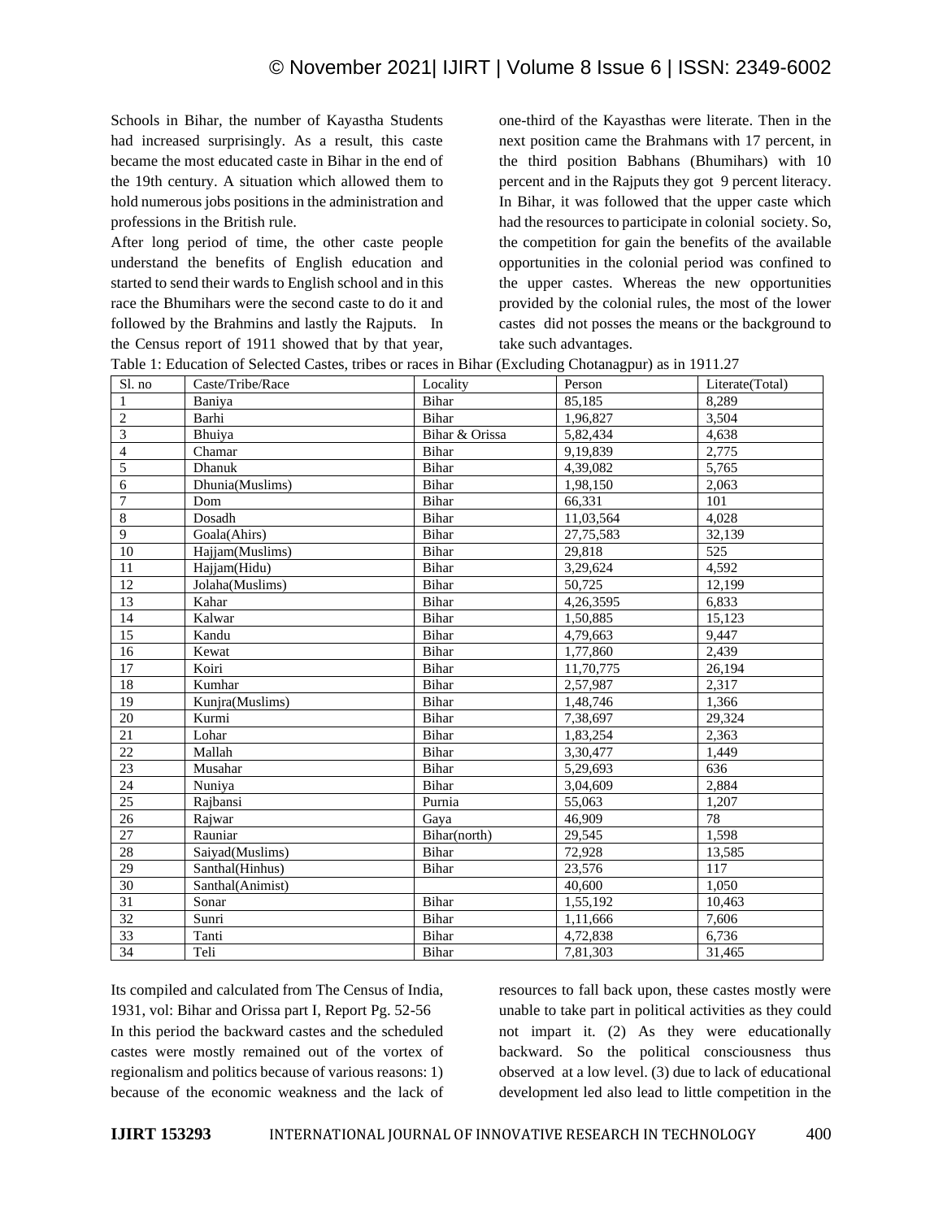Schools in Bihar, the number of Kayastha Students had increased surprisingly. As a result, this caste became the most educated caste in Bihar in the end of the 19th century. A situation which allowed them to hold numerous jobs positions in the administration and professions in the British rule.

After long period of time, the other caste people understand the benefits of English education and started to send their wards to English school and in this race the Bhumihars were the second caste to do it and followed by the Brahmins and lastly the Rajputs. In the Census report of 1911 showed that by that year, one-third of the Kayasthas were literate. Then in the next position came the Brahmans with 17 percent, in the third position Babhans (Bhumihars) with 10 percent and in the Rajputs they got 9 percent literacy. In Bihar, it was followed that the upper caste which had the resources to participate in colonial society. So, the competition for gain the benefits of the available opportunities in the colonial period was confined to the upper castes. Whereas the new opportunities provided by the colonial rules, the most of the lower castes did not posses the means or the background to take such advantages.

Table 1: Education of Selected Castes, tribes or races in Bihar (Excluding Chotanagpur) as in 1911.27

| Sl. no | Caste/Tribe/Race | Locality | Person | Literate(Total) |
|---|---|---|---|---|
| 1 | Baniya | Bihar | 85,185 | 8,289 |
| 2 | Barhi | Bihar | 1,96,827 | 3,504 |
| 3 | Bhuiya | Bihar & Orissa | 5,82,434 | 4,638 |
| 4 | Chamar | Bihar | 9,19,839 | 2,775 |
| 5 | Dhanuk | Bihar | 4,39,082 | 5,765 |
| 6 | Dhunia(Muslims) | Bihar | 1,98,150 | 2,063 |
| 7 | Dom | Bihar | 66,331 | 101 |
| 8 | Dosadh | Bihar | 11,03,564 | 4,028 |
| 9 | Goala(Ahirs) | Bihar | 27,75,583 | 32,139 |
| 10 | Hajjam(Muslims) | Bihar | 29,818 | 525 |
| 11 | Hajjam(Hidu) | Bihar | 3,29,624 | 4,592 |
| 12 | Jolaha(Muslims) | Bihar | 50,725 | 12,199 |
| 13 | Kahar | Bihar | 4,26,3595 | 6,833 |
| 14 | Kalwar | Bihar | 1,50,885 | 15,123 |
| 15 | Kandu | Bihar | 4,79,663 | 9,447 |
| 16 | Kewat | Bihar | 1,77,860 | 2,439 |
| 17 | Koiri | Bihar | 11,70,775 | 26,194 |
| 18 | Kumhar | Bihar | 2,57,987 | 2,317 |
| 19 | Kunjra(Muslims) | Bihar | 1,48,746 | 1,366 |
| 20 | Kurmi | Bihar | 7,38,697 | 29,324 |
| 21 | Lohar | Bihar | 1,83,254 | 2,363 |
| 22 | Mallah | Bihar | 3,30,477 | 1,449 |
| 23 | Musahar | Bihar | 5,29,693 | 636 |
| 24 | Nuniya | Bihar | 3,04,609 | 2,884 |
| 25 | Rajbansi | Purnia | 55,063 | 1,207 |
| 26 | Rajwar | Gaya | 46,909 | 78 |
| 27 | Rauniar | Bihar(north) | 29,545 | 1,598 |
| 28 | Saiyad(Muslims) | Bihar | 72,928 | 13,585 |
| 29 | Santhal(Hinhus) | Bihar | 23,576 | 117 |
| 30 | Santhal(Animist) | | 40,600 | 1,050 |
| 31 | Sonar | Bihar | 1,55,192 | 10,463 |
| 32 | Sunri | Bihar | 1,11,666 | 7,606 |
| 33 | Tanti | Bihar | 4,72,838 | 6,736 |
| 34 | Teli | Bihar | 7,81,303 | 31,465 |

Its compiled and calculated from The Census of India, 1931, vol: Bihar and Orissa part I, Report Pg. 52-56

In this period the backward castes and the scheduled castes were mostly remained out of the vortex of regionalism and politics because of various reasons: 1) because of the economic weakness and the lack of resources to fall back upon, these castes mostly were unable to take part in political activities as they could not impart it. (2) As they were educationally backward. So the political consciousness thus observed at a low level. (3) due to lack of educational development led also lead to little competition in the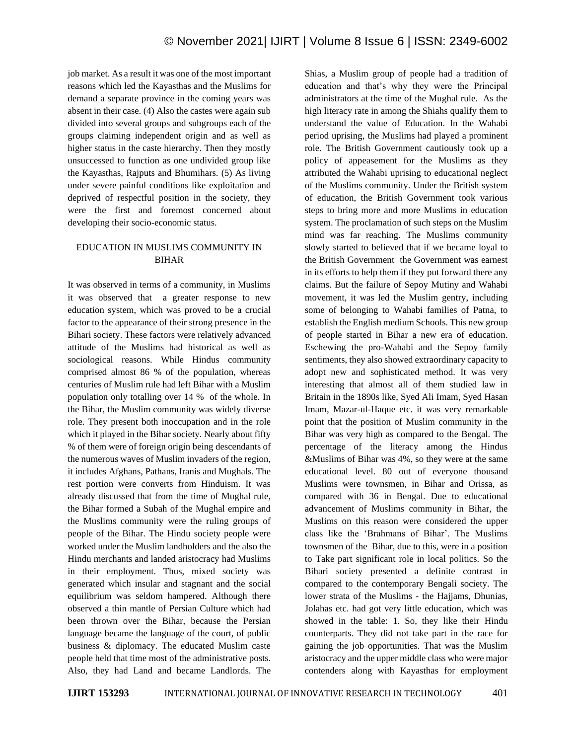job market. As a result it was one of the most important reasons which led the Kayasthas and the Muslims for demand a separate province in the coming years was absent in their case. (4) Also the castes were again sub divided into several groups and subgroups each of the groups claiming independent origin and as well as higher status in the caste hierarchy. Then they mostly unsuccessed to function as one undivided group like the Kayasthas, Rajputs and Bhumihars. (5) As living under severe painful conditions like exploitation and deprived of respectful position in the society, they were the first and foremost concerned about developing their socio-economic status.

## EDUCATION IN MUSLIMS COMMUNITY IN BIHAR

It was observed in terms of a community, in Muslims it was observed that a greater response to new education system, which was proved to be a crucial factor to the appearance of their strong presence in the Bihari society. These factors were relatively advanced attitude of the Muslims had historical as well as sociological reasons. While Hindus community comprised almost 86 % of the population, whereas centuries of Muslim rule had left Bihar with a Muslim population only totalling over 14 % of the whole. In the Bihar, the Muslim community was widely diverse role. They present both inoccupation and in the role which it played in the Bihar society. Nearly about fifty % of them were of foreign origin being descendants of the numerous waves of Muslim invaders of the region, it includes Afghans, Pathans, Iranis and Mughals. The rest portion were converts from Hinduism. It was already discussed that from the time of Mughal rule, the Bihar formed a Subah of the Mughal empire and the Muslims community were the ruling groups of people of the Bihar. The Hindu society people were worked under the Muslim landholders and the also the Hindu merchants and landed aristocracy had Muslims in their employment. Thus, mixed society was generated which insular and stagnant and the social equilibrium was seldom hampered. Although there observed a thin mantle of Persian Culture which had been thrown over the Bihar, because the Persian language became the language of the court, of public business & diplomacy. The educated Muslim caste people held that time most of the administrative posts. Also, they had Land and became Landlords. The Shias, a Muslim group of people had a tradition of education and that's why they were the Principal administrators at the time of the Mughal rule. As the high literacy rate in among the Shiahs qualify them to understand the value of Education. In the Wahabi period uprising, the Muslims had played a prominent role. The British Government cautiously took up a policy of appeasement for the Muslims as they attributed the Wahabi uprising to educational neglect of the Muslims community. Under the British system of education, the British Government took various steps to bring more and more Muslims in education system. The proclamation of such steps on the Muslim mind was far reaching. The Muslims community slowly started to believed that if we became loyal to the British Government the Government was earnest in its efforts to help them if they put forward there any claims. But the failure of Sepoy Mutiny and Wahabi movement, it was led the Muslim gentry, including some of belonging to Wahabi families of Patna, to establish the English medium Schools. This new group of people started in Bihar a new era of education. Eschewing the pro-Wahabi and the Sepoy family sentiments, they also showed extraordinary capacity to adopt new and sophisticated method. It was very interesting that almost all of them studied law in Britain in the 1890s like, Syed Ali Imam, Syed Hasan Imam, Mazar-ul-Haque etc. it was very remarkable point that the position of Muslim community in the Bihar was very high as compared to the Bengal. The percentage of the literacy among the Hindus &Muslims of Bihar was 4%, so they were at the same educational level. 80 out of everyone thousand Muslims were townsmen, in Bihar and Orissa, as compared with 36 in Bengal. Due to educational advancement of Muslims community in Bihar, the Muslims on this reason were considered the upper class like the 'Brahmans of Bihar'. The Muslims townsmen of the Bihar, due to this, were in a position to Take part significant role in local politics. So the Bihari society presented a definite contrast in compared to the contemporary Bengali society. The lower strata of the Muslims - the Hajjams, Dhunias, Jolahas etc. had got very little education, which was showed in the table: 1. So, they like their Hindu counterparts. They did not take part in the race for gaining the job opportunities. That was the Muslim aristocracy and the upper middle class who were major contenders along with Kayasthas for employment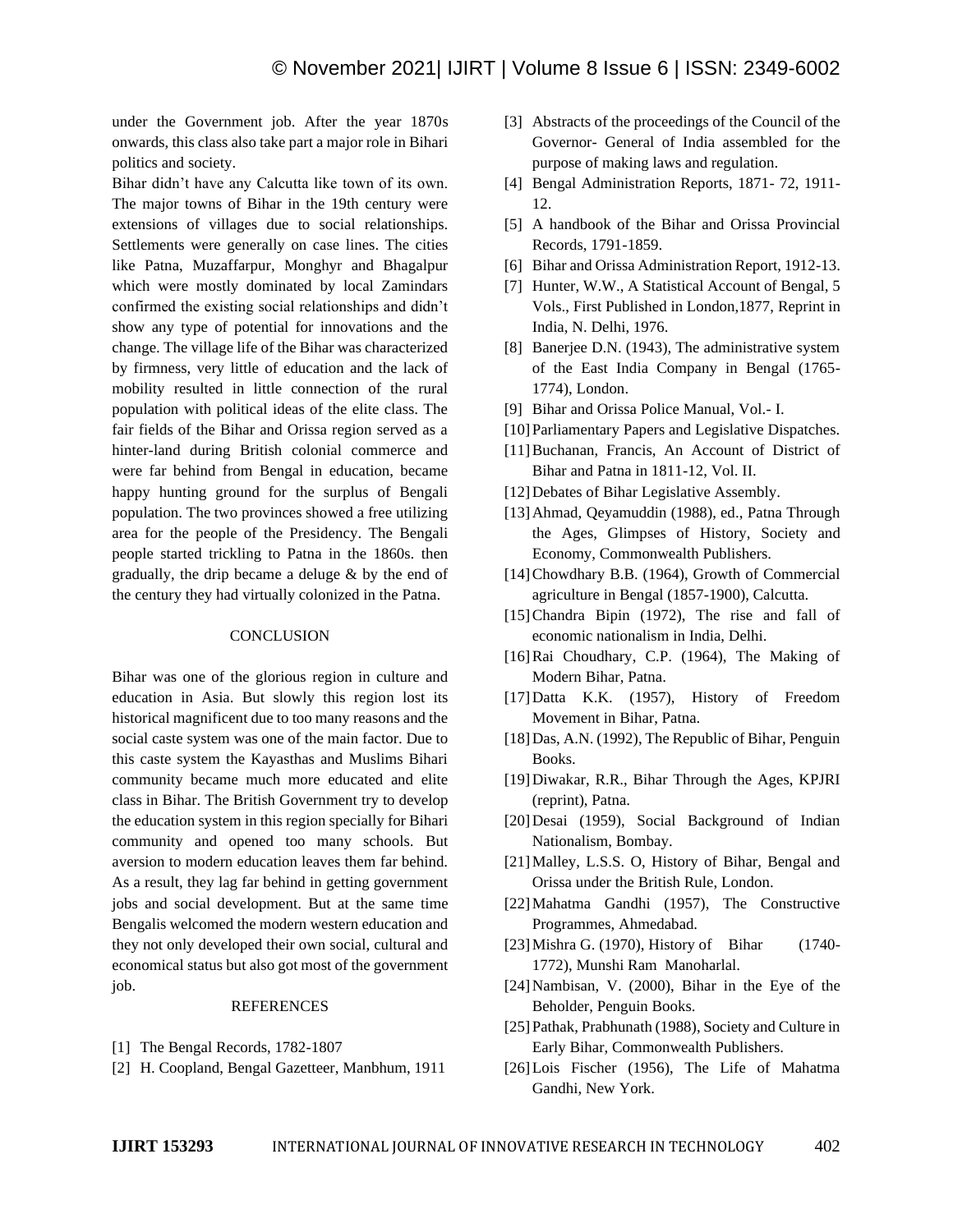under the Government job. After the year 1870s onwards, this class also take part a major role in Bihari politics and society.

Bihar didn't have any Calcutta like town of its own. The major towns of Bihar in the 19th century were extensions of villages due to social relationships. Settlements were generally on case lines. The cities like Patna, Muzaffarpur, Monghyr and Bhagalpur which were mostly dominated by local Zamindars confirmed the existing social relationships and didn't show any type of potential for innovations and the change. The village life of the Bihar was characterized by firmness, very little of education and the lack of mobility resulted in little connection of the rural population with political ideas of the elite class. The fair fields of the Bihar and Orissa region served as a hinter-land during British colonial commerce and were far behind from Bengal in education, became happy hunting ground for the surplus of Bengali population. The two provinces showed a free utilizing area for the people of the Presidency. The Bengali people started trickling to Patna in the 1860s. then gradually, the drip became a deluge & by the end of the century they had virtually colonized in the Patna.

## CONCLUSION

Bihar was one of the glorious region in culture and education in Asia. But slowly this region lost its historical magnificent due to too many reasons and the social caste system was one of the main factor. Due to this caste system the Kayasthas and Muslims Bihari community became much more educated and elite class in Bihar. The British Government try to develop the education system in this region specially for Bihari community and opened too many schools. But aversion to modern education leaves them far behind. As a result, they lag far behind in getting government jobs and social development. But at the same time Bengalis welcomed the modern western education and they not only developed their own social, cultural and economical status but also got most of the government job.

## REFERENCES

[1] The Bengal Records, 1782-1807
[2] H. Coopland, Bengal Gazetteer, Manbhum, 1911
[3] Abstracts of the proceedings of the Council of the Governor- General of India assembled for the purpose of making laws and regulation.
[4] Bengal Administration Reports, 1871- 72, 1911-12.
[5] A handbook of the Bihar and Orissa Provincial Records, 1791-1859.
[6] Bihar and Orissa Administration Report, 1912-13.
[7] Hunter, W.W., A Statistical Account of Bengal, 5 Vols., First Published in London,1877, Reprint in India, N. Delhi, 1976.
[8] Banerjee D.N. (1943), The administrative system of the East India Company in Bengal (1765-1774), London.
[9] Bihar and Orissa Police Manual, Vol.- I.
[10] Parliamentary Papers and Legislative Dispatches.
[11] Buchanan, Francis, An Account of District of Bihar and Patna in 1811-12, Vol. II.
[12] Debates of Bihar Legislative Assembly.
[13] Ahmad, Qeyamuddin (1988), ed., Patna Through the Ages, Glimpses of History, Society and Economy, Commonwealth Publishers.
[14] Chowdhary B.B. (1964), Growth of Commercial agriculture in Bengal (1857-1900), Calcutta.
[15] Chandra Bipin (1972), The rise and fall of economic nationalism in India, Delhi.
[16] Rai Choudhary, C.P. (1964), The Making of Modern Bihar, Patna.
[17] Datta K.K. (1957), History of Freedom Movement in Bihar, Patna.
[18] Das, A.N. (1992), The Republic of Bihar, Penguin Books.
[19] Diwakar, R.R., Bihar Through the Ages, KPJRI (reprint), Patna.
[20] Desai (1959), Social Background of Indian Nationalism, Bombay.
[21] Malley, L.S.S. O, History of Bihar, Bengal and Orissa under the British Rule, London.
[22] Mahatma Gandhi (1957), The Constructive Programmes, Ahmedabad.
[23] Mishra G. (1970), History of Bihar (1740-1772), Munshi Ram Manoharlal.
[24] Nambisan, V. (2000), Bihar in the Eye of the Beholder, Penguin Books.
[25] Pathak, Prabhunath (1988), Society and Culture in Early Bihar, Commonwealth Publishers.
[26] Lois Fischer (1956), The Life of Mahatma Gandhi, New York.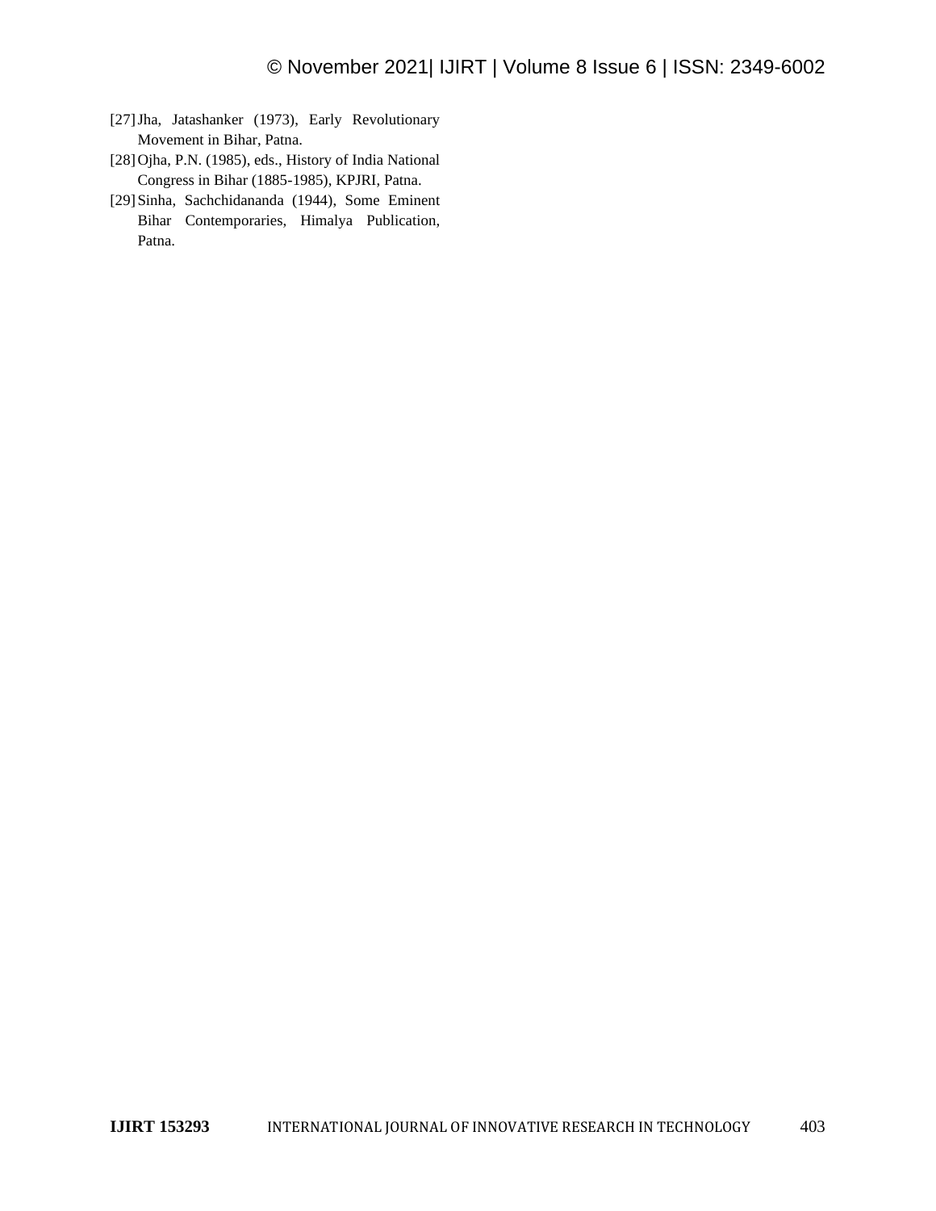[27] Jha, Jatashanker (1973), Early Revolutionary Movement in Bihar, Patna.

[28] Ojha, P.N. (1985), eds., History of India National Congress in Bihar (1885-1985), KPJRI, Patna.

[29] Sinha, Sachchidananda (1944), Some Eminent Bihar Contemporaries, Himalya Publication, Patna.